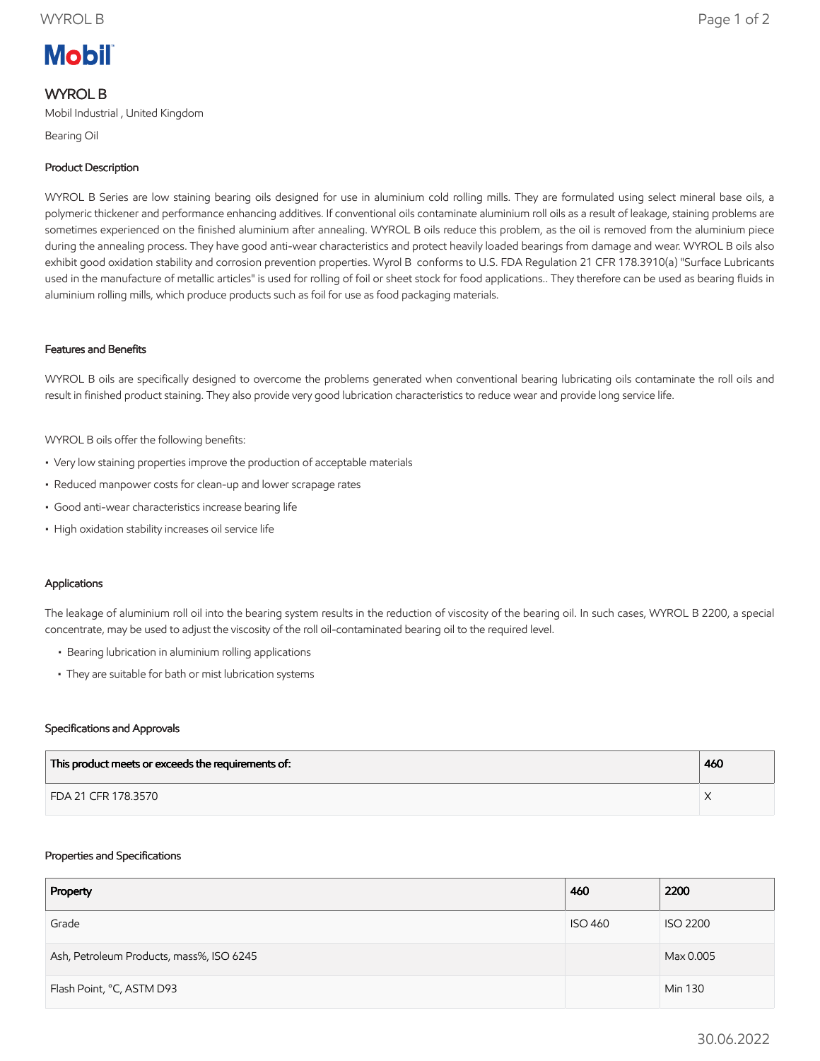# WYROL B

Mobil Industrial , United Kingdom

Bearing Oil

## Product Description

WYROL B Series are low staining bearing oils designed for use in aluminium cold rolling mills. They are formulated using select mineral base oils, a polymeric thickener and performance enhancing additives. If conventional oils contaminate aluminium roll oils as a result of leakage, staining problems are sometimes experienced on the finished aluminium after annealing. WYROL B oils reduce this problem, as the oil is removed from the aluminium piece during the annealing process. They have good anti-wear characteristics and protect heavily loaded bearings from damage and wear. WYROL B oils also exhibit good oxidation stability and corrosion prevention properties. Wyrol B conforms to U.S. FDA Regulation 21 CFR 178.3910(a) "Surface Lubricants used in the manufacture of metallic articles" is used for rolling of foil or sheet stock for food applications.. They therefore can be used as bearing fluids in aluminium rolling mills, which produce products such as foil for use as food packaging materials.

## Features and Benefits

WYROL B oils are specifically designed to overcome the problems generated when conventional bearing lubricating oils contaminate the roll oils and result in finished product staining. They also provide very good lubrication characteristics to reduce wear and provide long service life.

WYROL B oils offer the following benefits:

- Very low staining properties improve the production of acceptable materials
- Reduced manpower costs for clean-up and lower scrapage rates
- Good anti-wear characteristics increase bearing life
- High oxidation stability increases oil service life

## Applications

The leakage of aluminium roll oil into the bearing system results in the reduction of viscosity of the bearing oil. In such cases, WYROL B 2200, a special concentrate, may be used to adjust the viscosity of the roll oil-contaminated bearing oil to the required level.

- Bearing lubrication in aluminium rolling applications
- They are suitable for bath or mist lubrication systems

## Specifications and Approvals

| This product meets or exceeds the requirements of: | 460 |
|---|---|
| FDA 21 CFR 178.3570 | X |

## Properties and Specifications

| Property | 460 | 2200 |
|---|---|---|
| Grade | ISO 460 | ISO 2200 |
| Ash, Petroleum Products, mass%, ISO 6245 | | Max 0.005 |
| Flash Point, °C, ASTM D93 | | Min 130 |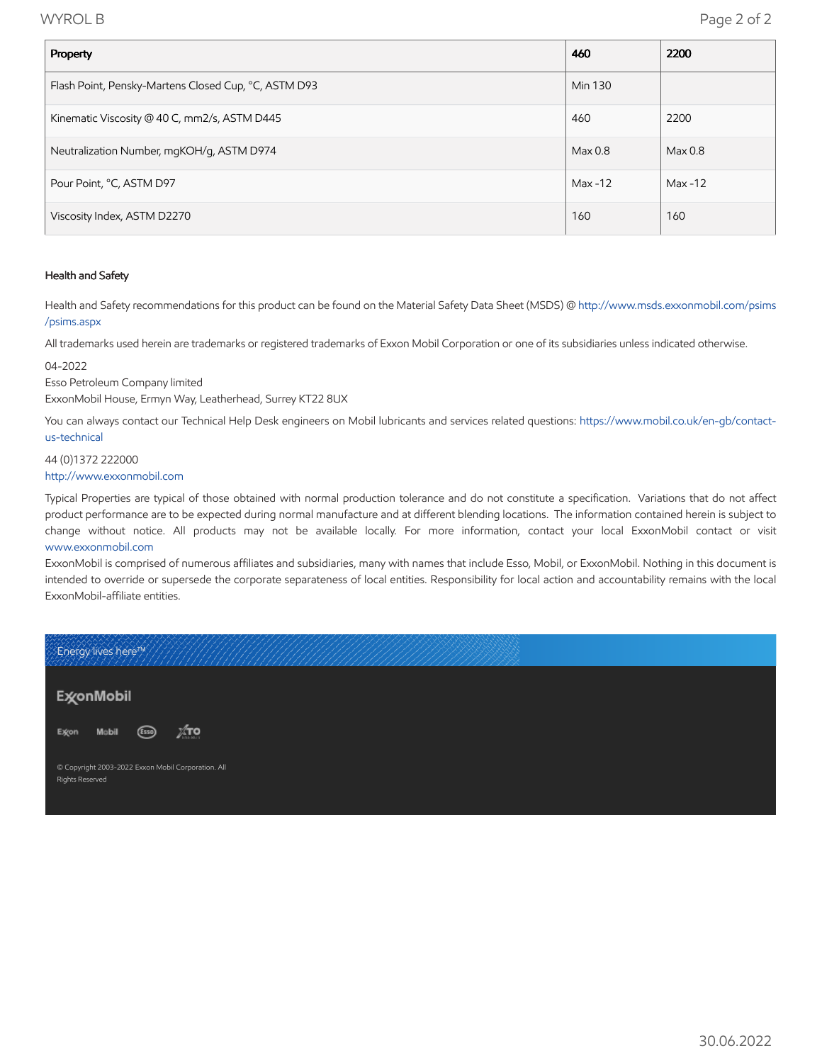| Property | 460 | 2200 |
| --- | --- | --- |
| Flash Point, Pensky-Martens Closed Cup, °C, ASTM D93 | Min 130 | |
| Kinematic Viscosity @ 40 C, mm2/s, ASTM D445 | 460 | 2200 |
| Neutralization Number, mgKOH/g, ASTM D974 | Max 0.8 | Max 0.8 |
| Pour Point, °C, ASTM D97 | Max -12 | Max -12 |
| Viscosity Index, ASTM D2270 | 160 | 160 |

### Health and Safety

Health and Safety recommendations for this product can be found on the Material Safety Data Sheet (MSDS) @ http://www.msds.exxonmobil.com/psims/psims.aspx

All trademarks used herein are trademarks or registered trademarks of Exxon Mobil Corporation or one of its subsidiaries unless indicated otherwise.

04-2022
Esso Petroleum Company limited
ExxonMobil House, Ermyn Way, Leatherhead, Surrey KT22 8UX

You can always contact our Technical Help Desk engineers on Mobil lubricants and services related questions: https://www.mobil.co.uk/en-gb/contact-us-technical

44 (0)1372 222000
http://www.exxonmobil.com

Typical Properties are typical of those obtained with normal production tolerance and do not constitute a specification. Variations that do not affect product performance are to be expected during normal manufacture and at different blending locations. The information contained herein is subject to change without notice. All products may not be available locally. For more information, contact your local ExxonMobil contact or visit www.exxonmobil.com

ExxonMobil is comprised of numerous affiliates and subsidiaries, many with names that include Esso, Mobil, or ExxonMobil. Nothing in this document is intended to override or supersede the corporate separateness of local entities. Responsibility for local action and accountability remains with the local ExxonMobil-affiliate entities.

Energy lives here™

ExxonMobil

Exxon Mobil Esso XTO

© Copyright 2003-2022 Exxon Mobil Corporation. All Rights Reserved